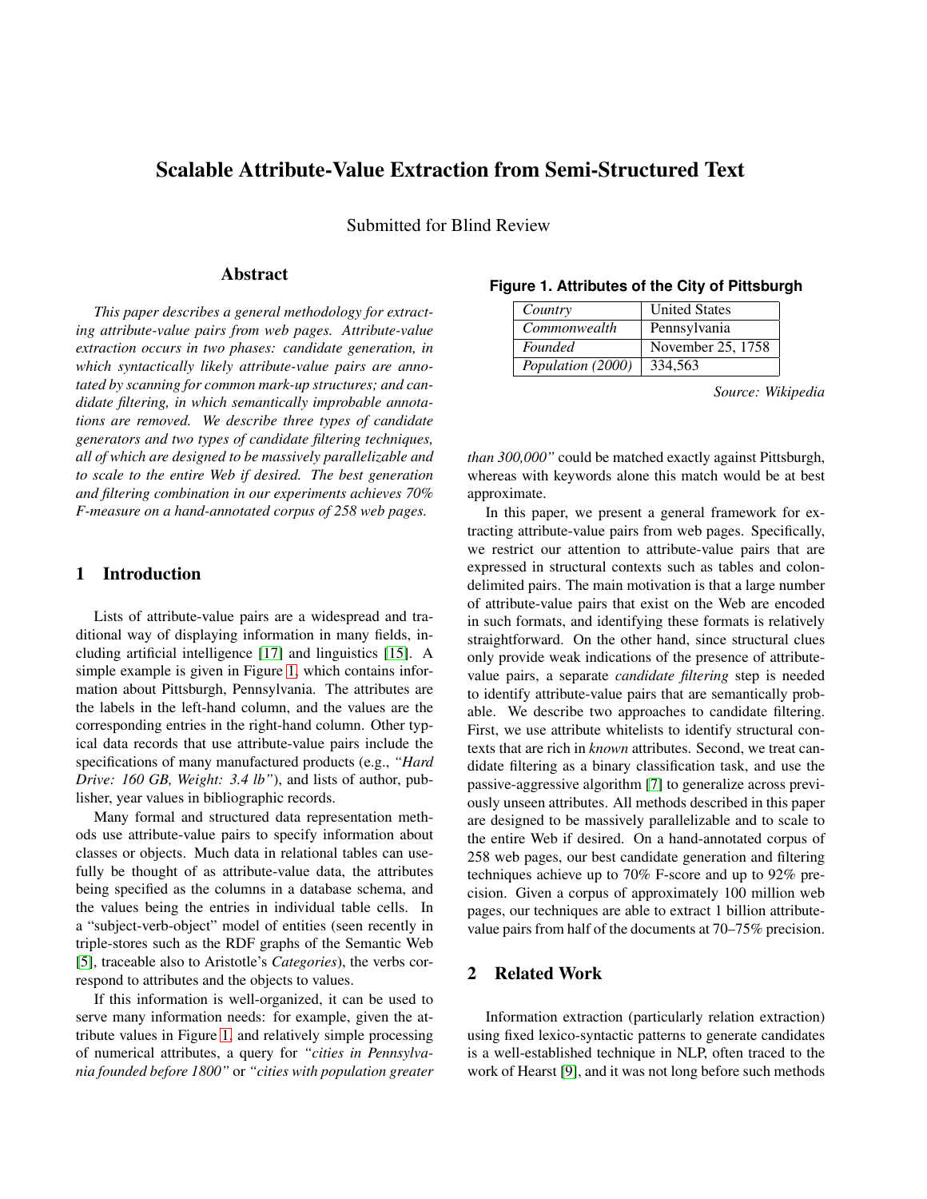# Scalable Attribute-Value Extraction from Semi-Structured Text

Submitted for Blind Review

## Abstract

*This paper describes a general methodology for extracting attribute-value pairs from web pages. Attribute-value extraction occurs in two phases: candidate generation, in which syntactically likely attribute-value pairs are annotated by scanning for common mark-up structures; and candidate filtering, in which semantically improbable annotations are removed. We describe three types of candidate generators and two types of candidate filtering techniques, all of which are designed to be massively parallelizable and to scale to the entire Web if desired. The best generation and filtering combination in our experiments achieves 70% F-measure on a hand-annotated corpus of 258 web pages.*

## 1 Introduction

Lists of attribute-value pairs are a widespread and traditional way of displaying information in many fields, including artificial intelligence [17] and linguistics [15]. A simple example is given in Figure 1, which contains information about Pittsburgh, Pennsylvania. The attributes are the labels in the left-hand column, and the values are the corresponding entries in the right-hand column. Other typical data records that use attribute-value pairs include the specifications of many manufactured products (e.g., *"Hard Drive: 160 GB, Weight: 3.4 lb"*), and lists of author, publisher, year values in bibliographic records.

Many formal and structured data representation methods use attribute-value pairs to specify information about classes or objects. Much data in relational tables can usefully be thought of as attribute-value data, the attributes being specified as the columns in a database schema, and the values being the entries in individual table cells. In a "subject-verb-object" model of entities (seen recently in triple-stores such as the RDF graphs of the Semantic Web [5], traceable also to Aristotle's *Categories*), the verbs correspond to attributes and the objects to values.

If this information is well-organized, it can be used to serve many information needs: for example, given the attribute values in Figure 1, and relatively simple processing of numerical attributes, a query for *"cities in Pennsylvania founded before 1800"* or *"cities with population greater than 300,000"* could be matched exactly against Pittsburgh, whereas with keywords alone this match would be at best approximate.

**Figure 1. Attributes of the City of Pittsburgh**

| | |
|---|---|
| *Country* | United States |
| *Commonwealth* | Pennsylvania |
| *Founded* | November 25, 1758 |
| *Population (2000)* | 334,563 |

*Source: Wikipedia*

In this paper, we present a general framework for extracting attribute-value pairs from web pages. Specifically, we restrict our attention to attribute-value pairs that are expressed in structural contexts such as tables and colon-delimited pairs. The main motivation is that a large number of attribute-value pairs that exist on the Web are encoded in such formats, and identifying these formats is relatively straightforward. On the other hand, since structural clues only provide weak indications of the presence of attribute-value pairs, a separate *candidate filtering* step is needed to identify attribute-value pairs that are semantically probable. We describe two approaches to candidate filtering. First, we use attribute whitelists to identify structural contexts that are rich in *known* attributes. Second, we treat candidate filtering as a binary classification task, and use the passive-aggressive algorithm [7] to generalize across previously unseen attributes. All methods described in this paper are designed to be massively parallelizable and to scale to the entire Web if desired. On a hand-annotated corpus of 258 web pages, our best candidate generation and filtering techniques achieve up to 70% F-score and up to 92% precision. Given a corpus of approximately 100 million web pages, our techniques are able to extract 1 billion attribute-value pairs from half of the documents at 70–75% precision.

## 2 Related Work

Information extraction (particularly relation extraction) using fixed lexico-syntactic patterns to generate candidates is a well-established technique in NLP, often traced to the work of Hearst [9], and it was not long before such methods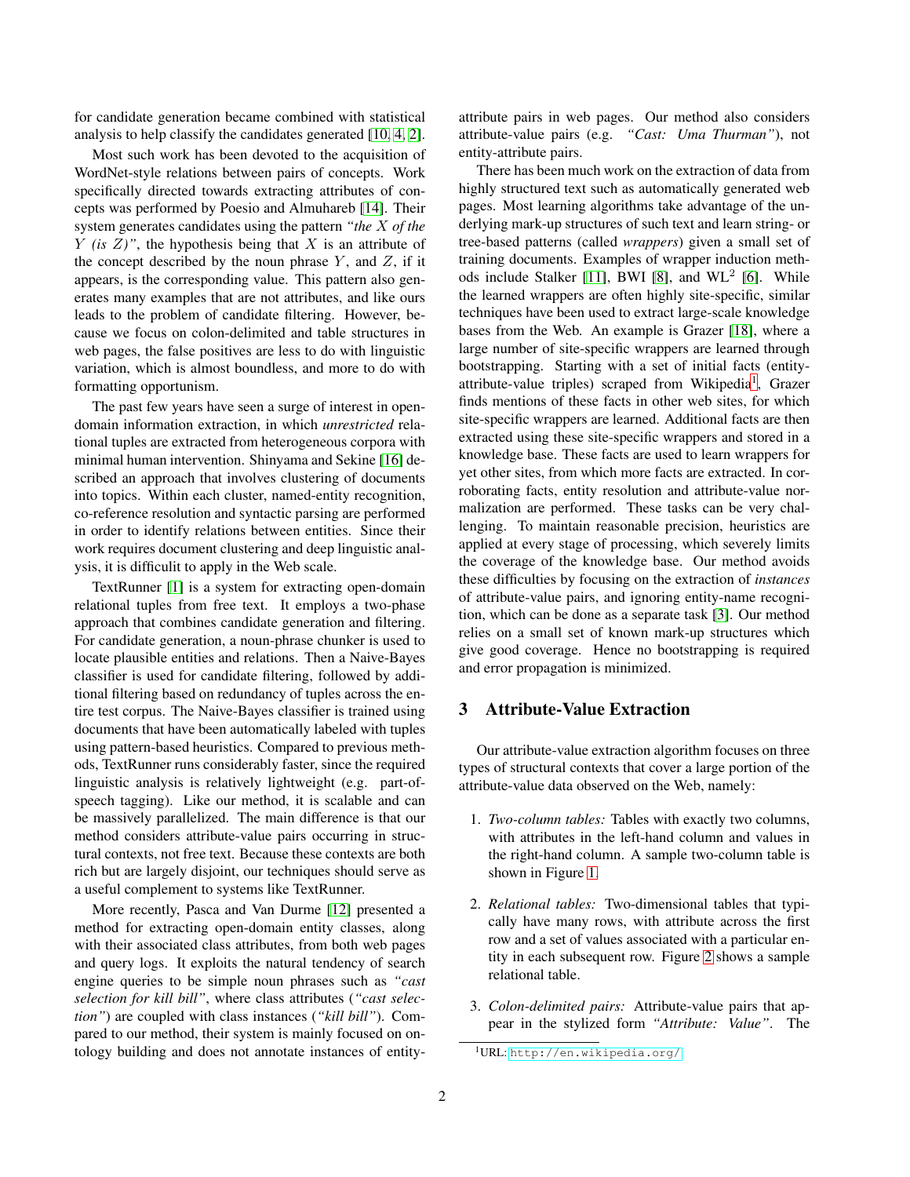for candidate generation became combined with statistical analysis to help classify the candidates generated [10, 4, 2].

Most such work has been devoted to the acquisition of WordNet-style relations between pairs of concepts. Work specifically directed towards extracting attributes of concepts was performed by Poesio and Almuhareb [14]. Their system generates candidates using the pattern *"the $X$ of the $Y$ (is $Z$)"*, the hypothesis being that $X$ is an attribute of the concept described by the noun phrase $Y$, and $Z$, if it appears, is the corresponding value. This pattern also generates many examples that are not attributes, and like ours leads to the problem of candidate filtering. However, because we focus on colon-delimited and table structures in web pages, the false positives are less to do with linguistic variation, which is almost boundless, and more to do with formatting opportunism.

The past few years have seen a surge of interest in open-domain information extraction, in which *unrestricted* relational tuples are extracted from heterogeneous corpora with minimal human intervention. Shinyama and Sekine [16] described an approach that involves clustering of documents into topics. Within each cluster, named-entity recognition, co-reference resolution and syntactic parsing are performed in order to identify relations between entities. Since their work requires document clustering and deep linguistic analysis, it is difficulit to apply in the Web scale.

TextRunner [1] is a system for extracting open-domain relational tuples from free text. It employs a two-phase approach that combines candidate generation and filtering. For candidate generation, a noun-phrase chunker is used to locate plausible entities and relations. Then a Naive-Bayes classifier is used for candidate filtering, followed by additional filtering based on redundancy of tuples across the entire test corpus. The Naive-Bayes classifier is trained using documents that have been automatically labeled with tuples using pattern-based heuristics. Compared to previous methods, TextRunner runs considerably faster, since the required linguistic analysis is relatively lightweight (e.g. part-of-speech tagging). Like our method, it is scalable and can be massively parallelized. The main difference is that our method considers attribute-value pairs occurring in structural contexts, not free text. Because these contexts are both rich but are largely disjoint, our techniques should serve as a useful complement to systems like TextRunner.

More recently, Pasca and Van Durme [12] presented a method for extracting open-domain entity classes, along with their associated class attributes, from both web pages and query logs. It exploits the natural tendency of search engine queries to be simple noun phrases such as *"cast selection for kill bill"*, where class attributes (*"cast selection"*) are coupled with class instances (*"kill bill"*). Compared to our method, their system is mainly focused on ontology building and does not annotate instances of entity-attribute pairs in web pages. Our method also considers attribute-value pairs (e.g. *"Cast: Uma Thurman"*), not entity-attribute pairs.

There has been much work on the extraction of data from highly structured text such as automatically generated web pages. Most learning algorithms take advantage of the underlying mark-up structures of such text and learn string- or tree-based patterns (called *wrappers*) given a small set of training documents. Examples of wrapper induction methods include Stalker [11], BWI [8], and $\text{WL}^2$ [6]. While the learned wrappers are often highly site-specific, similar techniques have been used to extract large-scale knowledge bases from the Web. An example is Grazer [18], where a large number of site-specific wrappers are learned through bootstrapping. Starting with a set of initial facts (entity-attribute-value triples) scraped from Wikipedia[1], Grazer finds mentions of these facts in other web sites, for which site-specific wrappers are learned. Additional facts are then extracted using these site-specific wrappers and stored in a knowledge base. These facts are used to learn wrappers for yet other sites, from which more facts are extracted. In corroborating facts, entity resolution and attribute-value normalization are performed. These tasks can be very challenging. To maintain reasonable precision, heuristics are applied at every stage of processing, which severely limits the coverage of the knowledge base. Our method avoids these difficulties by focusing on the extraction of *instances* of attribute-value pairs, and ignoring entity-name recognition, which can be done as a separate task [3]. Our method relies on a small set of known mark-up structures which give good coverage. Hence no bootstrapping is required and error propagation is minimized.

## 3 Attribute-Value Extraction

Our attribute-value extraction algorithm focuses on three types of structural contexts that cover a large portion of the attribute-value data observed on the Web, namely:

1. *Two-column tables:* Tables with exactly two columns, with attributes in the left-hand column and values in the right-hand column. A sample two-column table is shown in Figure 1.
2. *Relational tables:* Two-dimensional tables that typically have many rows, with attribute across the first row and a set of values associated with a particular entity in each subsequent row. Figure 2 shows a sample relational table.
3. *Colon-delimited pairs:* Attribute-value pairs that appear in the stylized form *"Attribute: Value"*. The

[1] URL: http://en.wikipedia.org/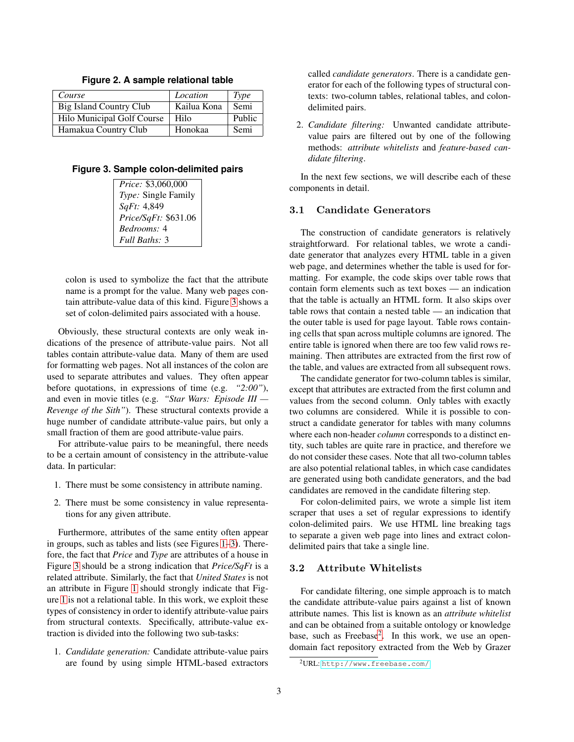**Figure 2. A sample relational table**

| *Course* | *Location* | *Type* |
|---|---|---|
| Big Island Country Club | Kailua Kona | Semi |
| Hilo Municipal Golf Course | Hilo | Public |
| Hamakua Country Club | Honokaa | Semi |

**Figure 3. Sample colon-delimited pairs**

| |
|---|
| *Price:* $3,060,000 |
| *Type:* Single Family |
| *SqFt:* 4,849 |
| *Price/SqFt:* $631.06 |
| *Bedrooms:* 4 |
| *Full Baths:* 3 |

colon is used to symbolize the fact that the attribute name is a prompt for the value. Many web pages contain attribute-value data of this kind. Figure 3 shows a set of colon-delimited pairs associated with a house.

Obviously, these structural contexts are only weak indications of the presence of attribute-value pairs. Not all tables contain attribute-value data. Many of them are used for formatting web pages. Not all instances of the colon are used to separate attributes and values. They often appear before quotations, in expressions of time (e.g. *"2:00"*), and even in movie titles (e.g. *"Star Wars: Episode III — Revenge of the Sith"*). These structural contexts provide a huge number of candidate attribute-value pairs, but only a small fraction of them are good attribute-value pairs.

For attribute-value pairs to be meaningful, there needs to be a certain amount of consistency in the attribute-value data. In particular:

1. There must be some consistency in attribute naming.
2. There must be some consistency in value representations for any given attribute.

Furthermore, attributes of the same entity often appear in groups, such as tables and lists (see Figures 1–3). Therefore, the fact that *Price* and *Type* are attributes of a house in Figure 3 should be a strong indication that *Price/SqFt* is a related attribute. Similarly, the fact that *United States* is not an attribute in Figure 1 should strongly indicate that Figure 1 is not a relational table. In this work, we exploit these types of consistency in order to identify attribute-value pairs from structural contexts. Specifically, attribute-value extraction is divided into the following two sub-tasks:

1. *Candidate generation:* Candidate attribute-value pairs are found by using simple HTML-based extractors called *candidate generators*. There is a candidate generator for each of the following types of structural contexts: two-column tables, relational tables, and colon-delimited pairs.
2. *Candidate filtering:* Unwanted candidate attribute-value pairs are filtered out by one of the following methods: *attribute whitelists* and *feature-based candidate filtering*.

In the next few sections, we will describe each of these components in detail.

## 3.1 Candidate Generators

The construction of candidate generators is relatively straightforward. For relational tables, we wrote a candidate generator that analyzes every HTML table in a given web page, and determines whether the table is used for formatting. For example, the code skips over table rows that contain form elements such as text boxes — an indication that the table is actually an HTML form. It also skips over table rows that contain a nested table — an indication that the outer table is used for page layout. Table rows containing cells that span across multiple columns are ignored. The entire table is ignored when there are too few valid rows remaining. Then attributes are extracted from the first row of the table, and values are extracted from all subsequent rows.

The candidate generator for two-column tables is similar, except that attributes are extracted from the first column and values from the second column. Only tables with exactly two columns are considered. While it is possible to construct a candidate generator for tables with many columns where each non-header *column* corresponds to a distinct entity, such tables are quite rare in practice, and therefore we do not consider these cases. Note that all two-column tables are also potential relational tables, in which case candidates are generated using both candidate generators, and the bad candidates are removed in the candidate filtering step.

For colon-delimited pairs, we wrote a simple list item scraper that uses a set of regular expressions to identify colon-delimited pairs. We use HTML line breaking tags to separate a given web page into lines and extract colon-delimited pairs that take a single line.

## 3.2 Attribute Whitelists

For candidate filtering, one simple approach is to match the candidate attribute-value pairs against a list of known attribute names. This list is known as an *attribute whitelist* and can be obtained from a suitable ontology or knowledge base, such as Freebase[2]. In this work, we use an open-domain fact repository extracted from the Web by Grazer

[2] URL: http://www.freebase.com/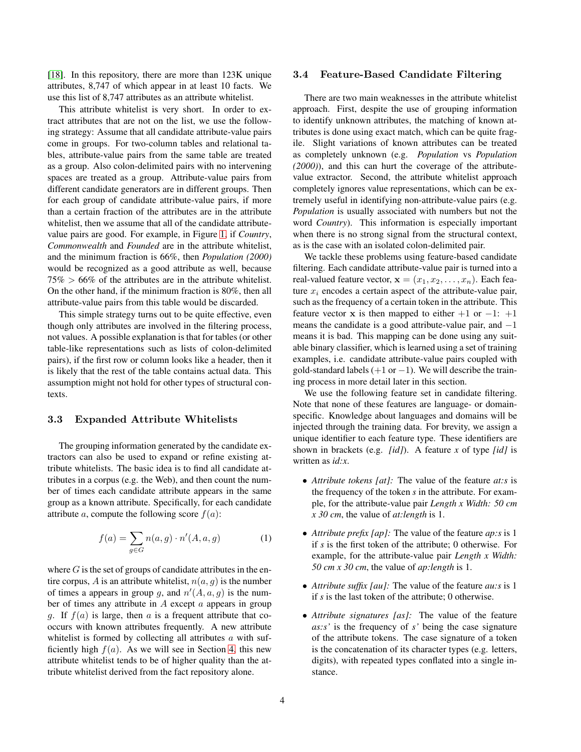[18]. In this repository, there are more than 123K unique attributes, 8,747 of which appear in at least 10 facts. We use this list of 8,747 attributes as an attribute whitelist.

This attribute whitelist is very short. In order to extract attributes that are not on the list, we use the following strategy: Assume that all candidate attribute-value pairs come in groups. For two-column tables and relational tables, attribute-value pairs from the same table are treated as a group. Also colon-delimited pairs with no intervening spaces are treated as a group. Attribute-value pairs from different candidate generators are in different groups. Then for each group of candidate attribute-value pairs, if more than a certain fraction of the attributes are in the attribute whitelist, then we assume that all of the candidate attribute-value pairs are good. For example, in Figure 1, if *Country*, *Commonwealth* and *Founded* are in the attribute whitelist, and the minimum fraction is 66%, then *Population (2000)* would be recognized as a good attribute as well, because 75% > 66% of the attributes are in the attribute whitelist. On the other hand, if the minimum fraction is 80%, then all attribute-value pairs from this table would be discarded.

This simple strategy turns out to be quite effective, even though only attributes are involved in the filtering process, not values. A possible explanation is that for tables (or other table-like representations such as lists of colon-delimited pairs), if the first row or column looks like a header, then it is likely that the rest of the table contains actual data. This assumption might not hold for other types of structural contexts.

### 3.3 Expanded Attribute Whitelists

The grouping information generated by the candidate extractors can also be used to expand or refine existing attribute whitelists. The basic idea is to find all candidate attributes in a corpus (e.g. the Web), and then count the number of times each candidate attribute appears in the same group as a known attribute. Specifically, for each candidate attribute $a$, compute the following score $f(a)$:

$$f(a) = \sum_{g \in G} n(a, g) \cdot n'(A, a, g) \tag{1}$$

where $G$ is the set of groups of candidate attributes in the entire corpus, $A$ is an attribute whitelist, $n(a, g)$ is the number of times $a$ appears in group $g$, and $n'(A, a, g)$ is the number of times any attribute in $A$ except $a$ appears in group $g$. If $f(a)$ is large, then $a$ is a frequent attribute that cooccurs with known attributes frequently. A new attribute whitelist is formed by collecting all attributes $a$ with sufficiently high $f(a)$. As we will see in Section 4, this new attribute whitelist tends to be of higher quality than the attribute whitelist derived from the fact repository alone.

### 3.4 Feature-Based Candidate Filtering

There are two main weaknesses in the attribute whitelist approach. First, despite the use of grouping information to identify unknown attributes, the matching of known attributes is done using exact match, which can be quite fragile. Slight variations of known attributes can be treated as completely unknown (e.g. *Population* vs *Population (2000)*), and this can hurt the coverage of the attribute-value extractor. Second, the attribute whitelist approach completely ignores value representations, which can be extremely useful in identifying non-attribute-value pairs (e.g. *Population* is usually associated with numbers but not the word *Country*). This information is especially important when there is no strong signal from the structural context, as is the case with an isolated colon-delimited pair.

We tackle these problems using feature-based candidate filtering. Each candidate attribute-value pair is turned into a real-valued feature vector, $\mathbf{x} = (x_1, x_2, \ldots, x_n)$. Each feature $x_i$ encodes a certain aspect of the attribute-value pair, such as the frequency of a certain token in the attribute. This feature vector $\mathbf{x}$ is then mapped to either $+1$ or $-1$: $+1$ means the candidate is a good attribute-value pair, and $-1$ means it is bad. This mapping can be done using any suitable binary classifier, which is learned using a set of training examples, i.e. candidate attribute-value pairs coupled with gold-standard labels ($+1$ or $-1$). We will describe the training process in more detail later in this section.

We use the following feature set in candidate filtering. Note that none of these features are language- or domain-specific. Knowledge about languages and domains will be injected through the training data. For brevity, we assign a unique identifier to each feature type. These identifiers are shown in brackets (e.g. *[id]*). A feature *x* of type *[id]* is written as *id:x*.

- *Attribute tokens [at]:* The value of the feature *at:s* is the frequency of the token *s* in the attribute. For example, for the attribute-value pair *Length x Width: 50 cm x 30 cm*, the value of *at:length* is 1.
- *Attribute prefix [ap]:* The value of the feature *ap:s* is 1 if *s* is the first token of the attribute; 0 otherwise. For example, for the attribute-value pair *Length x Width: 50 cm x 30 cm*, the value of *ap:length* is 1.
- *Attribute suffix [au]:* The value of the feature *au:s* is 1 if *s* is the last token of the attribute; 0 otherwise.
- *Attribute signatures [as]:* The value of the feature *as:s'* is the frequency of *s'* being the case signature of the attribute tokens. The case signature of a token is the concatenation of its character types (e.g. letters, digits), with repeated types conflated into a single instance.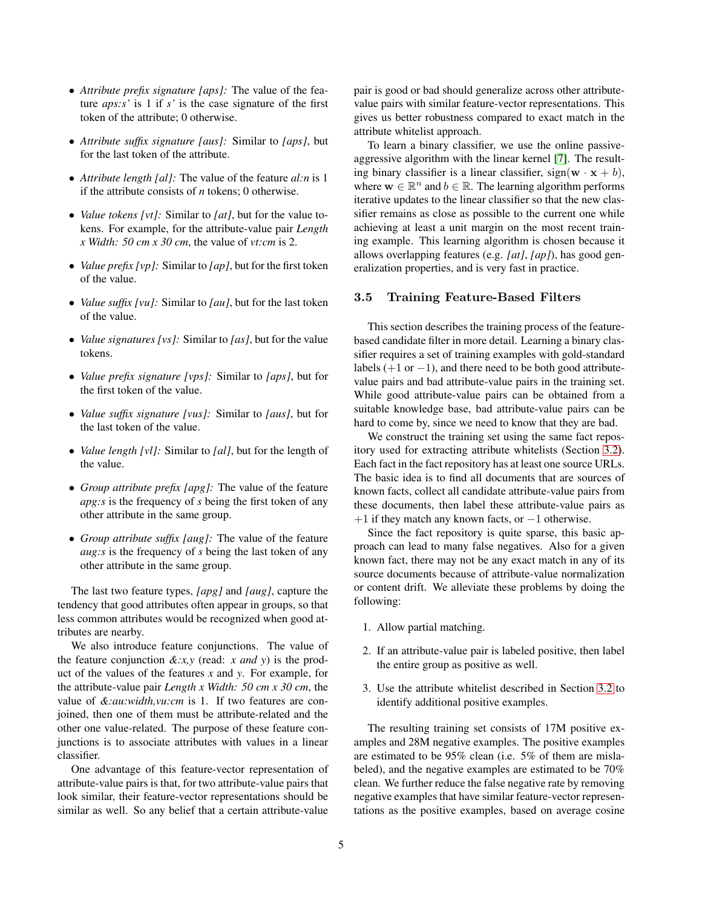- *Attribute prefix signature [aps]:* The value of the feature *aps:s'* is 1 if *s'* is the case signature of the first token of the attribute; 0 otherwise.

- *Attribute suffix signature [aus]:* Similar to *[aps]*, but for the last token of the attribute.

- *Attribute length [al]:* The value of the feature *al:n* is 1 if the attribute consists of *n* tokens; 0 otherwise.

- *Value tokens [vt]:* Similar to *[at]*, but for the value tokens. For example, for the attribute-value pair *Length x Width: 50 cm x 30 cm*, the value of *vt:cm* is 2.

- *Value prefix [vp]:* Similar to *[ap]*, but for the first token of the value.

- *Value suffix [vu]:* Similar to *[au]*, but for the last token of the value.

- *Value signatures [vs]:* Similar to *[as]*, but for the value tokens.

- *Value prefix signature [vps]:* Similar to *[aps]*, but for the first token of the value.

- *Value suffix signature [vus]:* Similar to *[aus]*, but for the last token of the value.

- *Value length [vl]:* Similar to *[al]*, but for the length of the value.

- *Group attribute prefix [apg]:* The value of the feature *apg:s* is the frequency of *s* being the first token of any other attribute in the same group.

- *Group attribute suffix [aug]:* The value of the feature *aug:s* is the frequency of *s* being the last token of any other attribute in the same group.

The last two feature types, *[apg]* and *[aug]*, capture the tendency that good attributes often appear in groups, so that less common attributes would be recognized when good attributes are nearby.

We also introduce feature conjunctions. The value of the feature conjunction *&:x,y* (read: *x and y*) is the product of the values of the features *x* and *y*. For example, for the attribute-value pair *Length x Width: 50 cm x 30 cm*, the value of *&:au:width,vu:cm* is 1. If two features are conjoined, then one of them must be attribute-related and the other one value-related. The purpose of these feature conjunctions is to associate attributes with values in a linear classifier.

One advantage of this feature-vector representation of attribute-value pairs is that, for two attribute-value pairs that look similar, their feature-vector representations should be similar as well. So any belief that a certain attribute-value pair is good or bad should generalize across other attribute-value pairs with similar feature-vector representations. This gives us better robustness compared to exact match in the attribute whitelist approach.

To learn a binary classifier, we use the online passive-aggressive algorithm with the linear kernel [7]. The resulting binary classifier is a linear classifier, $\text{sign}(\mathbf{w} \cdot \mathbf{x} + b)$, where $\mathbf{w} \in \mathbb{R}^n$ and $b \in \mathbb{R}$. The learning algorithm performs iterative updates to the linear classifier so that the new classifier remains as close as possible to the current one while achieving at least a unit margin on the most recent training example. This learning algorithm is chosen because it allows overlapping features (e.g. *[at]*, *[ap]*), has good generalization properties, and is very fast in practice.

### 3.5 Training Feature-Based Filters

This section describes the training process of the feature-based candidate filter in more detail. Learning a binary classifier requires a set of training examples with gold-standard labels ($+1$ or $-1$), and there need to be both good attribute-value pairs and bad attribute-value pairs in the training set. While good attribute-value pairs can be obtained from a suitable knowledge base, bad attribute-value pairs can be hard to come by, since we need to know that they are bad.

We construct the training set using the same fact repository used for extracting attribute whitelists (Section 3.2). Each fact in the fact repository has at least one source URLs. The basic idea is to find all documents that are sources of known facts, collect all candidate attribute-value pairs from these documents, then label these attribute-value pairs as $+1$ if they match any known facts, or $-1$ otherwise.

Since the fact repository is quite sparse, this basic approach can lead to many false negatives. Also for a given known fact, there may not be any exact match in any of its source documents because of attribute-value normalization or content drift. We alleviate these problems by doing the following:

1. Allow partial matching.
2. If an attribute-value pair is labeled positive, then label the entire group as positive as well.
3. Use the attribute whitelist described in Section 3.2 to identify additional positive examples.

The resulting training set consists of 17M positive examples and 28M negative examples. The positive examples are estimated to be 95% clean (i.e. 5% of them are mislabeled), and the negative examples are estimated to be 70% clean. We further reduce the false negative rate by removing negative examples that have similar feature-vector representations as the positive examples, based on average cosine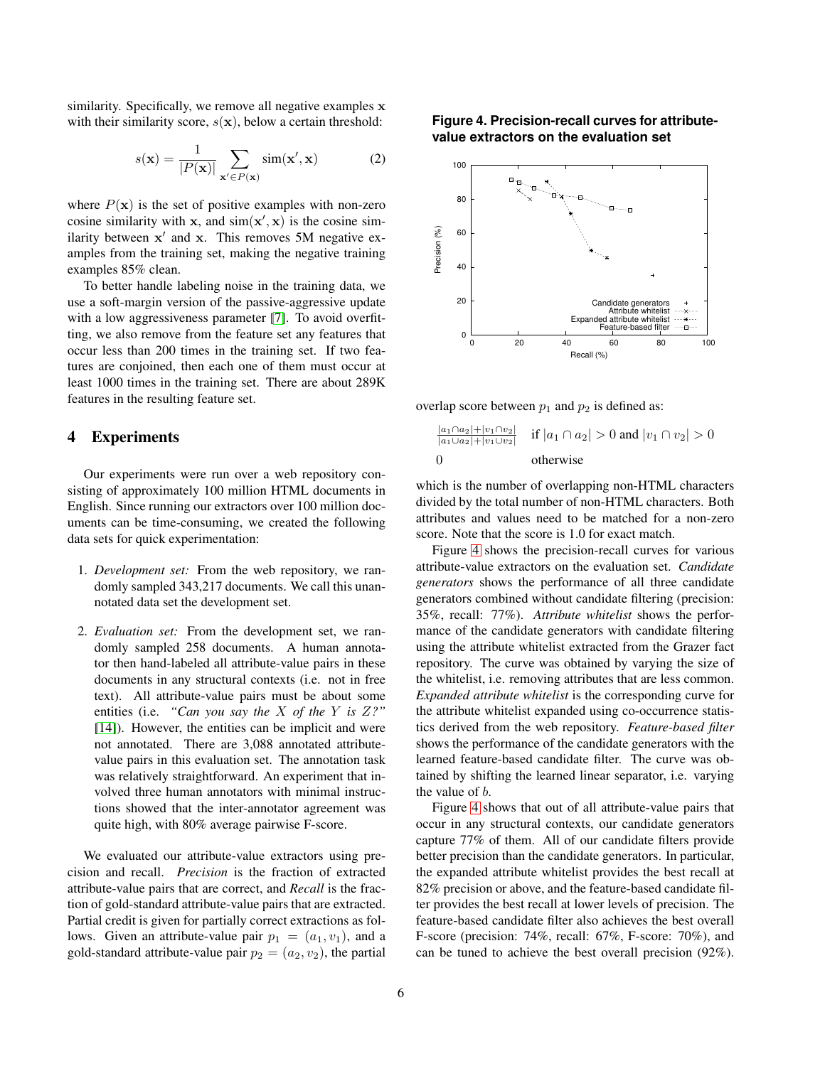similarity. Specifically, we remove all negative examples $\mathbf{x}$ with their similarity score, $s(\mathbf{x})$, below a certain threshold:

$$s(\mathbf{x}) = \frac{1}{|P(\mathbf{x})|} \sum_{\mathbf{x}' \in P(\mathbf{x})} \text{sim}(\mathbf{x}', \mathbf{x}) \qquad (2)$$

where $P(\mathbf{x})$ is the set of positive examples with non-zero cosine similarity with $\mathbf{x}$, and $\text{sim}(\mathbf{x}', \mathbf{x})$ is the cosine similarity between $\mathbf{x}'$ and $\mathbf{x}$. This removes 5M negative examples from the training set, making the negative training examples 85% clean.

To better handle labeling noise in the training data, we use a soft-margin version of the passive-aggressive update with a low aggressiveness parameter [7]. To avoid overfitting, we also remove from the feature set any features that occur less than 200 times in the training set. If two features are conjoined, then each one of them must occur at least 1000 times in the training set. There are about 289K features in the resulting feature set.

## 4 Experiments

Our experiments were run over a web repository consisting of approximately 100 million HTML documents in English. Since running our extractors over 100 million documents can be time-consuming, we created the following data sets for quick experimentation:

1. *Development set:* From the web repository, we randomly sampled 343,217 documents. We call this unannotated data set the development set.

2. *Evaluation set:* From the development set, we randomly sampled 258 documents. A human annotator then hand-labeled all attribute-value pairs in these documents in any structural contexts (i.e. not in free text). All attribute-value pairs must be about some entities (i.e. *"Can you say the X of the Y is Z?"* [14]). However, the entities can be implicit and were not annotated. There are 3,088 annotated attribute-value pairs in this evaluation set. The annotation task was relatively straightforward. An experiment that involved three human annotators with minimal instructions showed that the inter-annotator agreement was quite high, with 80% average pairwise F-score.

We evaluated our attribute-value extractors using precision and recall. *Precision* is the fraction of extracted attribute-value pairs that are correct, and *Recall* is the fraction of gold-standard attribute-value pairs that are extracted. Partial credit is given for partially correct extractions as follows. Given an attribute-value pair $p_1 = (a_1, v_1)$, and a gold-standard attribute-value pair $p_2 = (a_2, v_2)$, the partial overlap score between $p_1$ and $p_2$ is defined as:

$$\begin{cases} \frac{|a_1 \cap a_2| + |v_1 \cap v_2|}{|a_1 \cup a_2| + |v_1 \cup v_2|} & \text{if } |a_1 \cap a_2| > 0 \text{ and } |v_1 \cap v_2| > 0 \\ 0 & \text{otherwise} \end{cases}$$

which is the number of overlapping non-HTML characters divided by the total number of non-HTML characters. Both attributes and values need to be matched for a non-zero score. Note that the score is 1.0 for exact match.

**Figure 4. Precision-recall curves for attribute-value extractors on the evaluation set**

Figure 4 shows the precision-recall curves for various attribute-value extractors on the evaluation set. *Candidate generators* shows the performance of all three candidate generators combined without candidate filtering (precision: 35%, recall: 77%). *Attribute whitelist* shows the performance of the candidate generators with candidate filtering using the attribute whitelist extracted from the Grazer fact repository. The curve was obtained by varying the size of the whitelist, i.e. removing attributes that are less common. *Expanded attribute whitelist* is the corresponding curve for the attribute whitelist expanded using co-occurrence statistics derived from the web repository. *Feature-based filter* shows the performance of the candidate generators with the learned feature-based candidate filter. The curve was obtained by shifting the learned linear separator, i.e. varying the value of $b$.

Figure 4 shows that out of all attribute-value pairs that occur in any structural contexts, our candidate generators capture 77% of them. All of our candidate filters provide better precision than the candidate generators. In particular, the expanded attribute whitelist provides the best recall at 82% precision or above, and the feature-based candidate filter provides the best recall at lower levels of precision. The feature-based candidate filter also achieves the best overall F-score (precision: 74%, recall: 67%, F-score: 70%), and can be tuned to achieve the best overall precision (92%).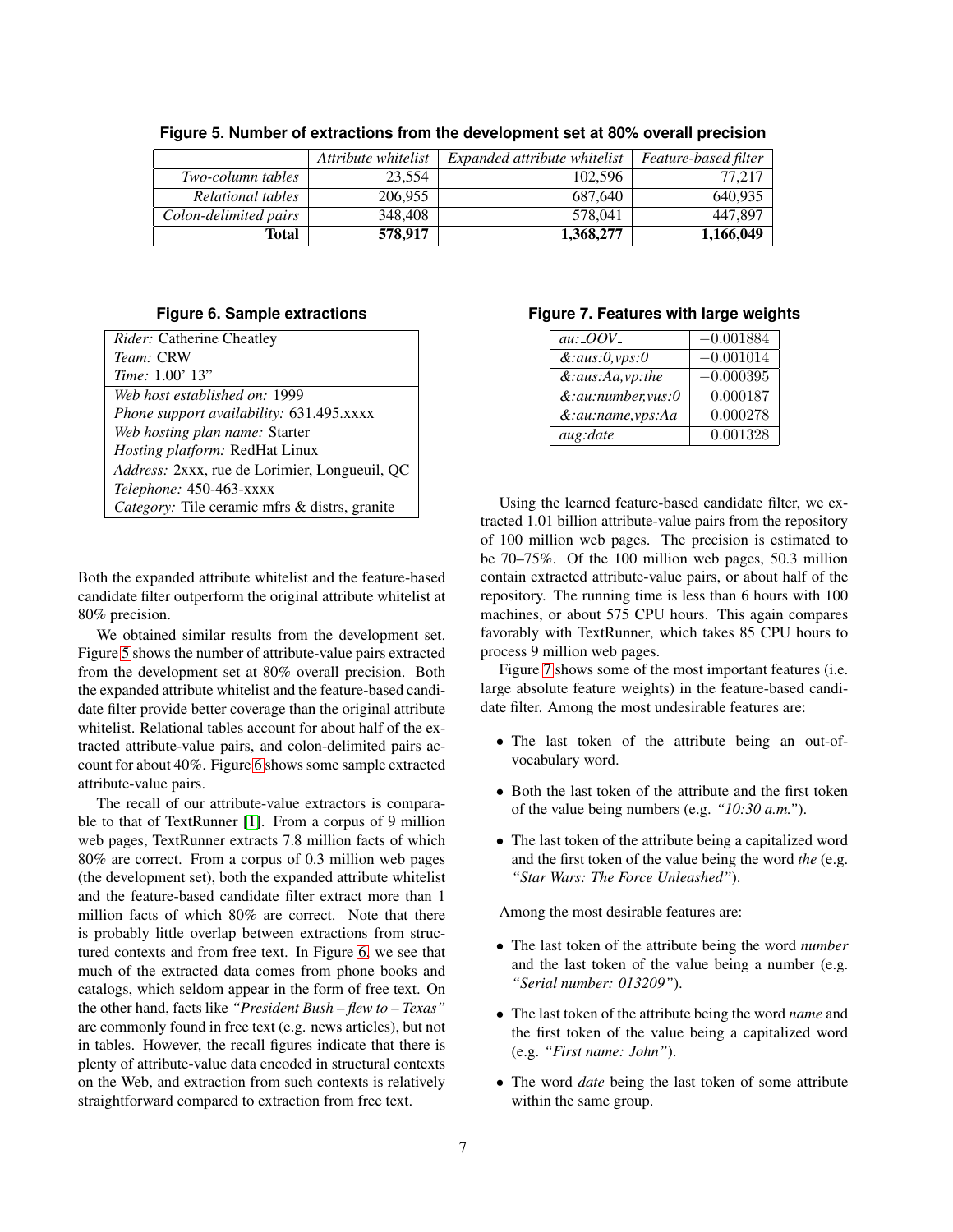**Figure 5. Number of extractions from the development set at 80% overall precision**

| | *Attribute whitelist* | *Expanded attribute whitelist* | *Feature-based filter* |
|---|---|---|---|
| *Two-column tables* | 23,554 | 102,596 | 77,217 |
| *Relational tables* | 206,955 | 687,640 | 640,935 |
| *Colon-delimited pairs* | 348,408 | 578,041 | 447,897 |
| **Total** | **578,917** | **1,368,277** | **1,166,049** |

**Figure 6. Sample extractions**

| |
|---|
| *Rider:* Catherine Cheatley<br>*Team:* CRW<br>*Time:* 1.00' 13" |
| *Web host established on:* 1999<br>*Phone support availability:* 631.495.xxxx<br>*Web hosting plan name:* Starter<br>*Hosting platform:* RedHat Linux |
| *Address:* 2xxx, rue de Lorimier, Longueuil, QC<br>*Telephone:* 450-463-xxxx<br>*Category:* Tile ceramic mfrs & distrs, granite |

Both the expanded attribute whitelist and the feature-based candidate filter outperform the original attribute whitelist at 80% precision.

We obtained similar results from the development set. Figure 5 shows the number of attribute-value pairs extracted from the development set at 80% overall precision. Both the expanded attribute whitelist and the feature-based candidate filter provide better coverage than the original attribute whitelist. Relational tables account for about half of the extracted attribute-value pairs, and colon-delimited pairs account for about 40%. Figure 6 shows some sample extracted attribute-value pairs.

The recall of our attribute-value extractors is comparable to that of TextRunner [1]. From a corpus of 9 million web pages, TextRunner extracts 7.8 million facts of which 80% are correct. From a corpus of 0.3 million web pages (the development set), both the expanded attribute whitelist and the feature-based candidate filter extract more than 1 million facts of which 80% are correct. Note that there is probably little overlap between extractions from structured contexts and from free text. In Figure 6, we see that much of the extracted data comes from phone books and catalogs, which seldom appear in the form of free text. On the other hand, facts like *"President Bush – flew to – Texas"* are commonly found in free text (e.g. news articles), but not in tables. However, the recall figures indicate that there is plenty of attribute-value data encoded in structural contexts on the Web, and extraction from such contexts is relatively straightforward compared to extraction from free text.

**Figure 7. Features with large weights**

| | |
|---|---|
| *au:_OOV_* | $-0.001884$ |
| *&:aus:0,vps:0* | $-0.001014$ |
| *&:aus:Aa,vp:the* | $-0.000395$ |
| *&:au:number,vus:0* | 0.000187 |
| *&:au:name,vps:Aa* | 0.000278 |
| *aug:date* | 0.001328 |

Using the learned feature-based candidate filter, we extracted 1.01 billion attribute-value pairs from the repository of 100 million web pages. The precision is estimated to be 70–75%. Of the 100 million web pages, 50.3 million contain extracted attribute-value pairs, or about half of the repository. The running time is less than 6 hours with 100 machines, or about 575 CPU hours. This again compares favorably with TextRunner, which takes 85 CPU hours to process 9 million web pages.

Figure 7 shows some of the most important features (i.e. large absolute feature weights) in the feature-based candidate filter. Among the most undesirable features are:

- The last token of the attribute being an out-of-vocabulary word.
- Both the last token of the attribute and the first token of the value being numbers (e.g. *"10:30 a.m."*).
- The last token of the attribute being a capitalized word and the first token of the value being the word *the* (e.g. *"Star Wars: The Force Unleashed"*).

Among the most desirable features are:

- The last token of the attribute being the word *number* and the last token of the value being a number (e.g. *"Serial number: 013209"*).
- The last token of the attribute being the word *name* and the first token of the value being a capitalized word (e.g. *"First name: John"*).
- The word *date* being the last token of some attribute within the same group.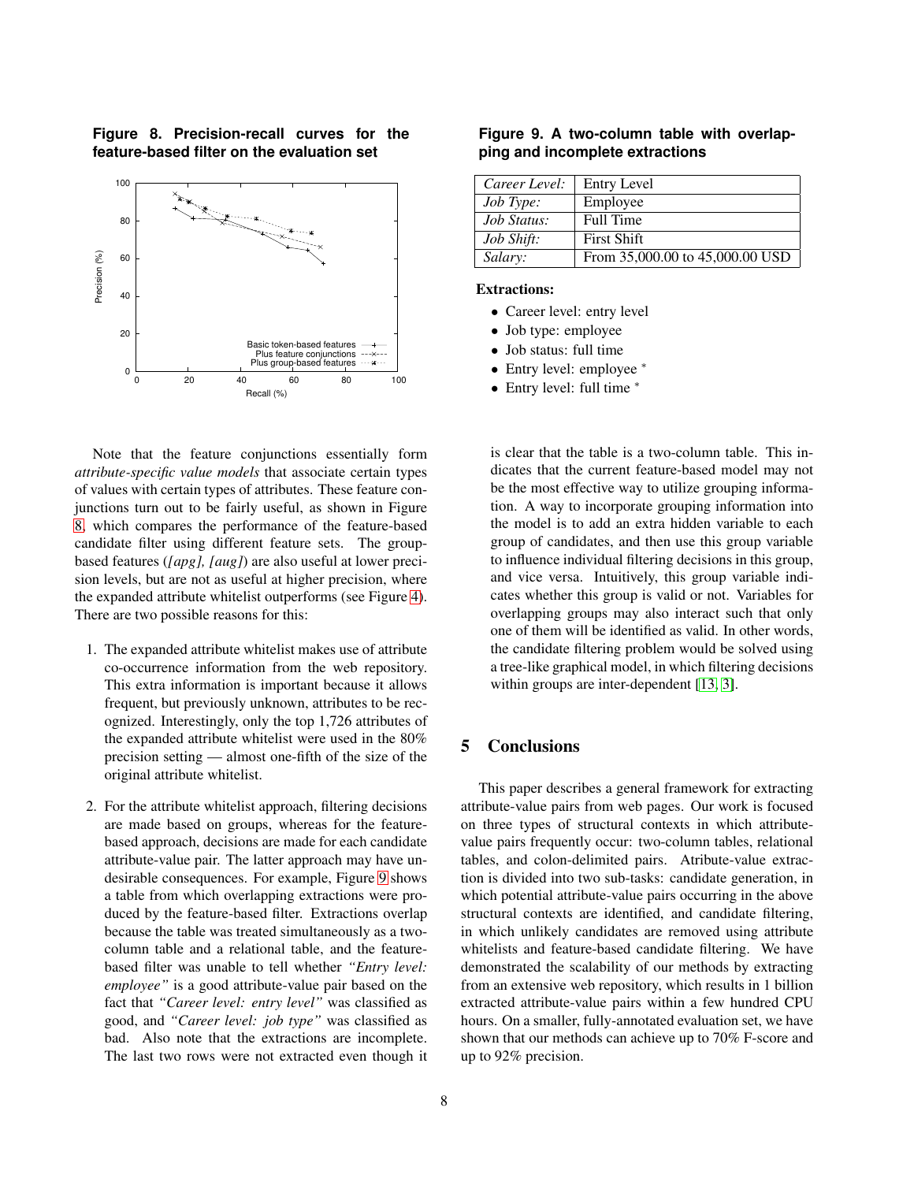**Figure 8. Precision-recall curves for the feature-based filter on the evaluation set**

**Figure 9. A two-column table with overlapping and incomplete extractions**

| *Career Level:* | Entry Level |
|---|---|
| *Job Type:* | Employee |
| *Job Status:* | Full Time |
| *Job Shift:* | First Shift |
| *Salary:* | From 35,000.00 to 45,000.00 USD |

**Extractions:**

- Career level: entry level
- Job type: employee
- Job status: full time
- Entry level: employee *
- Entry level: full time *

Note that the feature conjunctions essentially form *attribute-specific value models* that associate certain types of values with certain types of attributes. These feature conjunctions turn out to be fairly useful, as shown in Figure 8, which compares the performance of the feature-based candidate filter using different feature sets. The group-based features (*[apg], [aug]*) are also useful at lower precision levels, but are not as useful at higher precision, where the expanded attribute whitelist outperforms (see Figure 4). There are two possible reasons for this:

1. The expanded attribute whitelist makes use of attribute co-occurrence information from the web repository. This extra information is important because it allows frequent, but previously unknown, attributes to be recognized. Interestingly, only the top 1,726 attributes of the expanded attribute whitelist were used in the 80% precision setting — almost one-fifth of the size of the original attribute whitelist.

2. For the attribute whitelist approach, filtering decisions are made based on groups, whereas for the feature-based approach, decisions are made for each candidate attribute-value pair. The latter approach may have undesirable consequences. For example, Figure 9 shows a table from which overlapping extractions were produced by the feature-based filter. Extractions overlap because the table was treated simultaneously as a two-column table and a relational table, and the feature-based filter was unable to tell whether *"Entry level: employee"* is a good attribute-value pair based on the fact that *"Career level: entry level"* was classified as good, and *"Career level: job type"* was classified as bad. Also note that the extractions are incomplete. The last two rows were not extracted even though it is clear that the table is a two-column table. This indicates that the current feature-based model may not be the most effective way to utilize grouping information. A way to incorporate grouping information into the model is to add an extra hidden variable to each group of candidates, and then use this group variable to influence individual filtering decisions in this group, and vice versa. Intuitively, this group variable indicates whether this group is valid or not. Variables for overlapping groups may also interact such that only one of them will be identified as valid. In other words, the candidate filtering problem would be solved using a tree-like graphical model, in which filtering decisions within groups are inter-dependent [13, 3].

## 5 Conclusions

This paper describes a general framework for extracting attribute-value pairs from web pages. Our work is focused on three types of structural contexts in which attribute-value pairs frequently occur: two-column tables, relational tables, and colon-delimited pairs. Atribute-value extraction is divided into two sub-tasks: candidate generation, in which potential attribute-value pairs occurring in the above structural contexts are identified, and candidate filtering, in which unlikely candidates are removed using attribute whitelists and feature-based candidate filtering. We have demonstrated the scalability of our methods by extracting from an extensive web repository, which results in 1 billion extracted attribute-value pairs within a few hundred CPU hours. On a smaller, fully-annotated evaluation set, we have shown that our methods can achieve up to 70% F-score and up to 92% precision.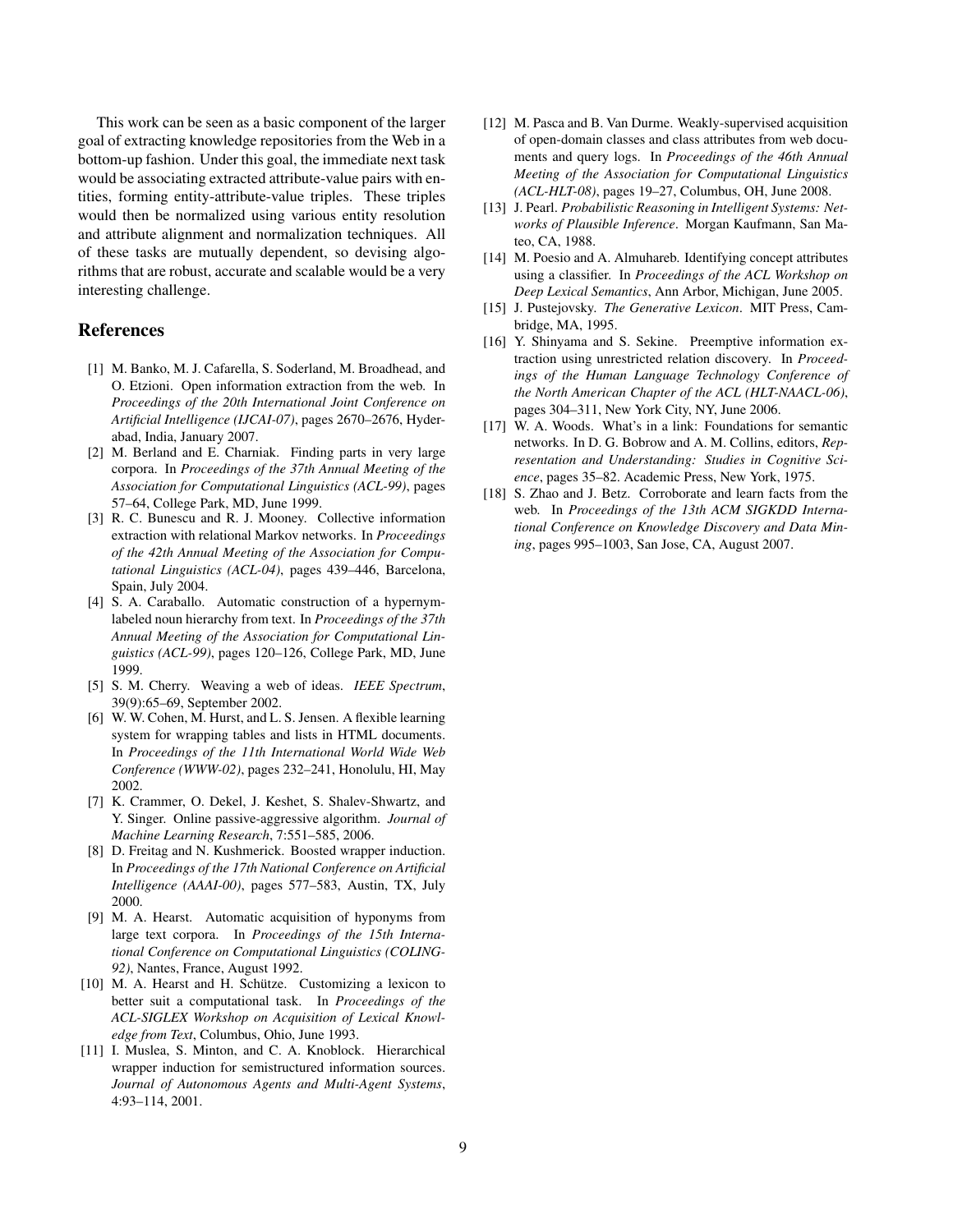This work can be seen as a basic component of the larger goal of extracting knowledge repositories from the Web in a bottom-up fashion. Under this goal, the immediate next task would be associating extracted attribute-value pairs with entities, forming entity-attribute-value triples. These triples would then be normalized using various entity resolution and attribute alignment and normalization techniques. All of these tasks are mutually dependent, so devising algorithms that are robust, accurate and scalable would be a very interesting challenge.

## References

[1] M. Banko, M. J. Cafarella, S. Soderland, M. Broadhead, and O. Etzioni. Open information extraction from the web. In *Proceedings of the 20th International Joint Conference on Artificial Intelligence (IJCAI-07)*, pages 2670–2676, Hyderabad, India, January 2007.

[2] M. Berland and E. Charniak. Finding parts in very large corpora. In *Proceedings of the 37th Annual Meeting of the Association for Computational Linguistics (ACL-99)*, pages 57–64, College Park, MD, June 1999.

[3] R. C. Bunescu and R. J. Mooney. Collective information extraction with relational Markov networks. In *Proceedings of the 42th Annual Meeting of the Association for Computational Linguistics (ACL-04)*, pages 439–446, Barcelona, Spain, July 2004.

[4] S. A. Caraballo. Automatic construction of a hypernym-labeled noun hierarchy from text. In *Proceedings of the 37th Annual Meeting of the Association for Computational Linguistics (ACL-99)*, pages 120–126, College Park, MD, June 1999.

[5] S. M. Cherry. Weaving a web of ideas. *IEEE Spectrum*, 39(9):65–69, September 2002.

[6] W. W. Cohen, M. Hurst, and L. S. Jensen. A flexible learning system for wrapping tables and lists in HTML documents. In *Proceedings of the 11th International World Wide Web Conference (WWW-02)*, pages 232–241, Honolulu, HI, May 2002.

[7] K. Crammer, O. Dekel, J. Keshet, S. Shalev-Shwartz, and Y. Singer. Online passive-aggressive algorithm. *Journal of Machine Learning Research*, 7:551–585, 2006.

[8] D. Freitag and N. Kushmerick. Boosted wrapper induction. In *Proceedings of the 17th National Conference on Artificial Intelligence (AAAI-00)*, pages 577–583, Austin, TX, July 2000.

[9] M. A. Hearst. Automatic acquisition of hyponyms from large text corpora. In *Proceedings of the 15th International Conference on Computational Linguistics (COLING-92)*, Nantes, France, August 1992.

[10] M. A. Hearst and H. Schütze. Customizing a lexicon to better suit a computational task. In *Proceedings of the ACL-SIGLEX Workshop on Acquisition of Lexical Knowledge from Text*, Columbus, Ohio, June 1993.

[11] I. Muslea, S. Minton, and C. A. Knoblock. Hierarchical wrapper induction for semistructured information sources. *Journal of Autonomous Agents and Multi-Agent Systems*, 4:93–114, 2001.

[12] M. Pasca and B. Van Durme. Weakly-supervised acquisition of open-domain classes and class attributes from web documents and query logs. In *Proceedings of the 46th Annual Meeting of the Association for Computational Linguistics (ACL-HLT-08)*, pages 19–27, Columbus, OH, June 2008.

[13] J. Pearl. *Probabilistic Reasoning in Intelligent Systems: Networks of Plausible Inference*. Morgan Kaufmann, San Mateo, CA, 1988.

[14] M. Poesio and A. Almuhareb. Identifying concept attributes using a classifier. In *Proceedings of the ACL Workshop on Deep Lexical Semantics*, Ann Arbor, Michigan, June 2005.

[15] J. Pustejovsky. *The Generative Lexicon*. MIT Press, Cambridge, MA, 1995.

[16] Y. Shinyama and S. Sekine. Preemptive information extraction using unrestricted relation discovery. In *Proceedings of the Human Language Technology Conference of the North American Chapter of the ACL (HLT-NAACL-06)*, pages 304–311, New York City, NY, June 2006.

[17] W. A. Woods. What's in a link: Foundations for semantic networks. In D. G. Bobrow and A. M. Collins, editors, *Representation and Understanding: Studies in Cognitive Science*, pages 35–82. Academic Press, New York, 1975.

[18] S. Zhao and J. Betz. Corroborate and learn facts from the web. In *Proceedings of the 13th ACM SIGKDD International Conference on Knowledge Discovery and Data Mining*, pages 995–1003, San Jose, CA, August 2007.